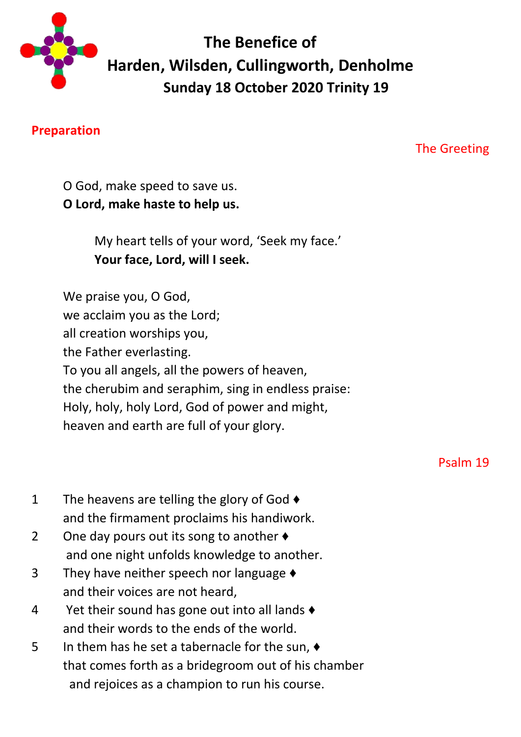# The Benefice of
# Harden, Wilsden, Cullingworth, Denholme
## Sunday 18 October 2020 Trinity 19

## Preparation

### The Greeting

O God, make speed to save us.
**O Lord, make haste to help us.**

My heart tells of your word, 'Seek my face.'
**Your face, Lord, will I seek.**

We praise you, O God,
we acclaim you as the Lord;
all creation worships you,
the Father everlasting.
To you all angels, all the powers of heaven,
the cherubim and seraphim, sing in endless praise:
Holy, holy, holy Lord, God of power and might,
heaven and earth are full of your glory.

### Psalm 19

1 The heavens are telling the glory of God ♦
and the firmament proclaims his handiwork.

2 One day pours out its song to another ♦
and one night unfolds knowledge to another.

3 They have neither speech nor language ♦
and their voices are not heard,

4 Yet their sound has gone out into all lands ♦
and their words to the ends of the world.

5 In them has he set a tabernacle for the sun, ♦
that comes forth as a bridegroom out of his chamber
and rejoices as a champion to run his course.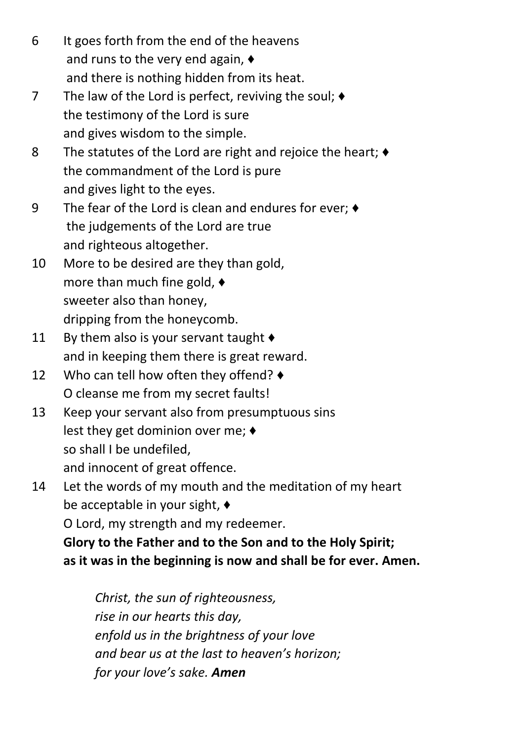6 It goes forth from the end of the heavens
and runs to the very end again, ♦
and there is nothing hidden from its heat.

7 The law of the Lord is perfect, reviving the soul; ♦
the testimony of the Lord is sure
and gives wisdom to the simple.

8 The statutes of the Lord are right and rejoice the heart; ♦
the commandment of the Lord is pure
and gives light to the eyes.

9 The fear of the Lord is clean and endures for ever; ♦
the judgements of the Lord are true
and righteous altogether.

10 More to be desired are they than gold,
more than much fine gold, ♦
sweeter also than honey,
dripping from the honeycomb.

11 By them also is your servant taught ♦
and in keeping them there is great reward.

12 Who can tell how often they offend? ♦
O cleanse me from my secret faults!

13 Keep your servant also from presumptuous sins
lest they get dominion over me; ♦
so shall I be undefiled,
and innocent of great offence.

14 Let the words of my mouth and the meditation of my heart
be acceptable in your sight, ♦
O Lord, my strength and my redeemer.

**Glory to the Father and to the Son and to the Holy Spirit;**
**as it was in the beginning is now and shall be for ever. Amen.**

*Christ, the sun of righteousness,*
*rise in our hearts this day,*
*enfold us in the brightness of your love*
*and bear us at the last to heaven's horizon;*
*for your love's sake.* ***Amen***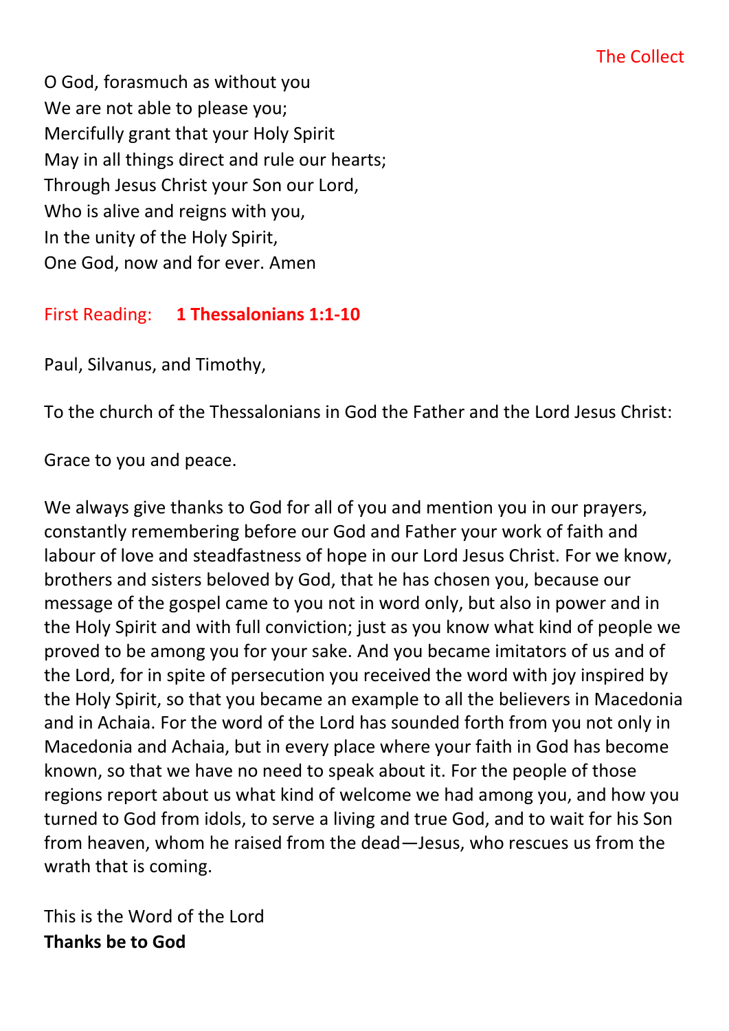## The Collect

O God, forasmuch as without you
We are not able to please you;
Mercifully grant that your Holy Spirit
May in all things direct and rule our hearts;
Through Jesus Christ your Son our Lord,
Who is alive and reigns with you,
In the unity of the Holy Spirit,
One God, now and for ever. Amen

## First Reading: **1 Thessalonians 1:1-10**

Paul, Silvanus, and Timothy,

To the church of the Thessalonians in God the Father and the Lord Jesus Christ:

Grace to you and peace.

We always give thanks to God for all of you and mention you in our prayers, constantly remembering before our God and Father your work of faith and labour of love and steadfastness of hope in our Lord Jesus Christ. For we know, brothers and sisters beloved by God, that he has chosen you, because our message of the gospel came to you not in word only, but also in power and in the Holy Spirit and with full conviction; just as you know what kind of people we proved to be among you for your sake. And you became imitators of us and of the Lord, for in spite of persecution you received the word with joy inspired by the Holy Spirit, so that you became an example to all the believers in Macedonia and in Achaia. For the word of the Lord has sounded forth from you not only in Macedonia and Achaia, but in every place where your faith in God has become known, so that we have no need to speak about it. For the people of those regions report about us what kind of welcome we had among you, and how you turned to God from idols, to serve a living and true God, and to wait for his Son from heaven, whom he raised from the dead—Jesus, who rescues us from the wrath that is coming.

This is the Word of the Lord
**Thanks be to God**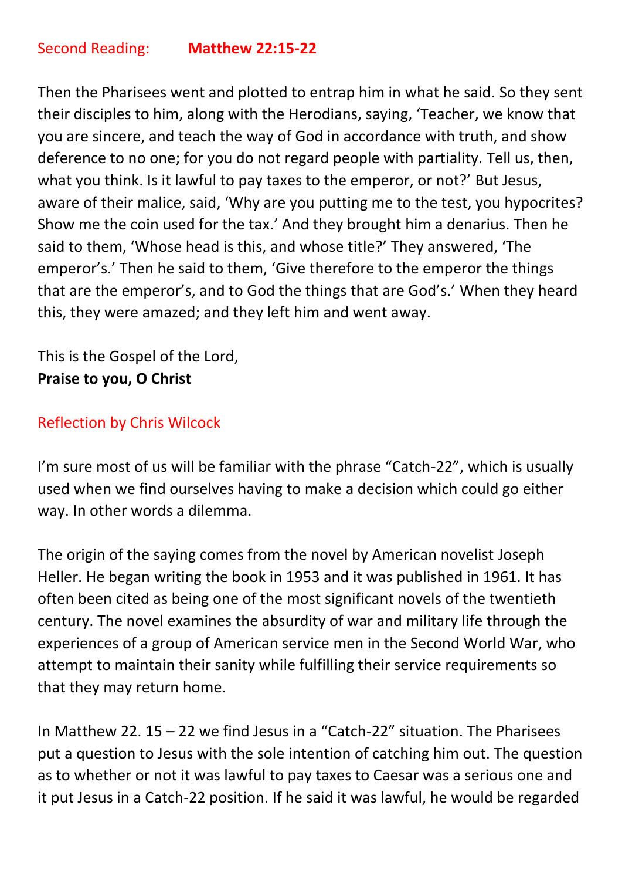## Second Reading: **Matthew 22:15-22**

Then the Pharisees went and plotted to entrap him in what he said. So they sent their disciples to him, along with the Herodians, saying, 'Teacher, we know that you are sincere, and teach the way of God in accordance with truth, and show deference to no one; for you do not regard people with partiality. Tell us, then, what you think. Is it lawful to pay taxes to the emperor, or not?' But Jesus, aware of their malice, said, 'Why are you putting me to the test, you hypocrites? Show me the coin used for the tax.' And they brought him a denarius. Then he said to them, 'Whose head is this, and whose title?' They answered, 'The emperor's.' Then he said to them, 'Give therefore to the emperor the things that are the emperor's, and to God the things that are God's.' When they heard this, they were amazed; and they left him and went away.

This is the Gospel of the Lord,
**Praise to you, O Christ**

## Reflection by Chris Wilcock

I'm sure most of us will be familiar with the phrase "Catch-22", which is usually used when we find ourselves having to make a decision which could go either way. In other words a dilemma.

The origin of the saying comes from the novel by American novelist Joseph Heller. He began writing the book in 1953 and it was published in 1961. It has often been cited as being one of the most significant novels of the twentieth century. The novel examines the absurdity of war and military life through the experiences of a group of American service men in the Second World War, who attempt to maintain their sanity while fulfilling their service requirements so that they may return home.

In Matthew 22. 15 – 22 we find Jesus in a "Catch-22" situation. The Pharisees put a question to Jesus with the sole intention of catching him out. The question as to whether or not it was lawful to pay taxes to Caesar was a serious one and it put Jesus in a Catch-22 position. If he said it was lawful, he would be regarded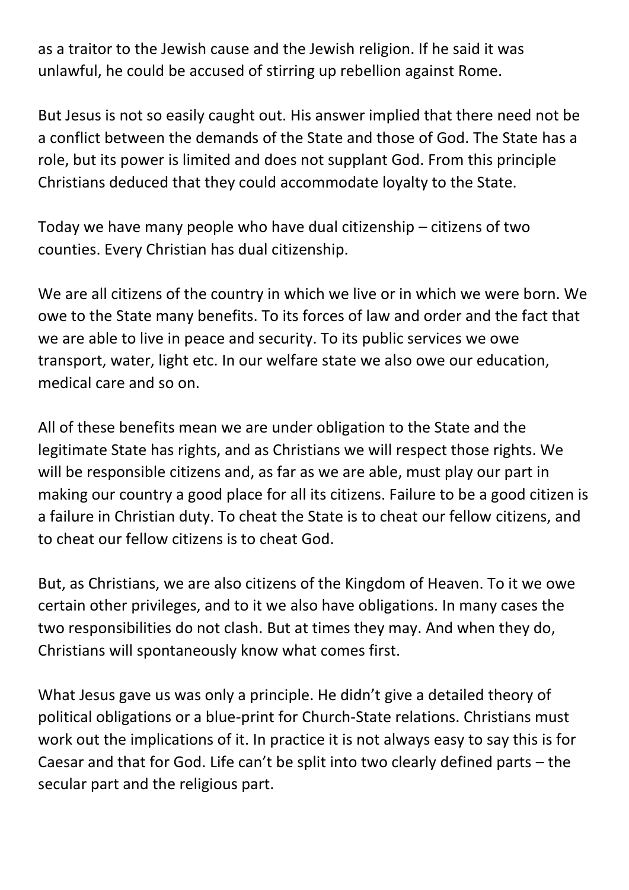as a traitor to the Jewish cause and the Jewish religion. If he said it was unlawful, he could be accused of stirring up rebellion against Rome.

But Jesus is not so easily caught out. His answer implied that there need not be a conflict between the demands of the State and those of God. The State has a role, but its power is limited and does not supplant God. From this principle Christians deduced that they could accommodate loyalty to the State.

Today we have many people who have dual citizenship – citizens of two counties. Every Christian has dual citizenship.

We are all citizens of the country in which we live or in which we were born. We owe to the State many benefits. To its forces of law and order and the fact that we are able to live in peace and security. To its public services we owe transport, water, light etc. In our welfare state we also owe our education, medical care and so on.

All of these benefits mean we are under obligation to the State and the legitimate State has rights, and as Christians we will respect those rights. We will be responsible citizens and, as far as we are able, must play our part in making our country a good place for all its citizens. Failure to be a good citizen is a failure in Christian duty. To cheat the State is to cheat our fellow citizens, and to cheat our fellow citizens is to cheat God.

But, as Christians, we are also citizens of the Kingdom of Heaven. To it we owe certain other privileges, and to it we also have obligations. In many cases the two responsibilities do not clash. But at times they may. And when they do, Christians will spontaneously know what comes first.

What Jesus gave us was only a principle. He didn't give a detailed theory of political obligations or a blue-print for Church-State relations. Christians must work out the implications of it. In practice it is not always easy to say this is for Caesar and that for God. Life can't be split into two clearly defined parts – the secular part and the religious part.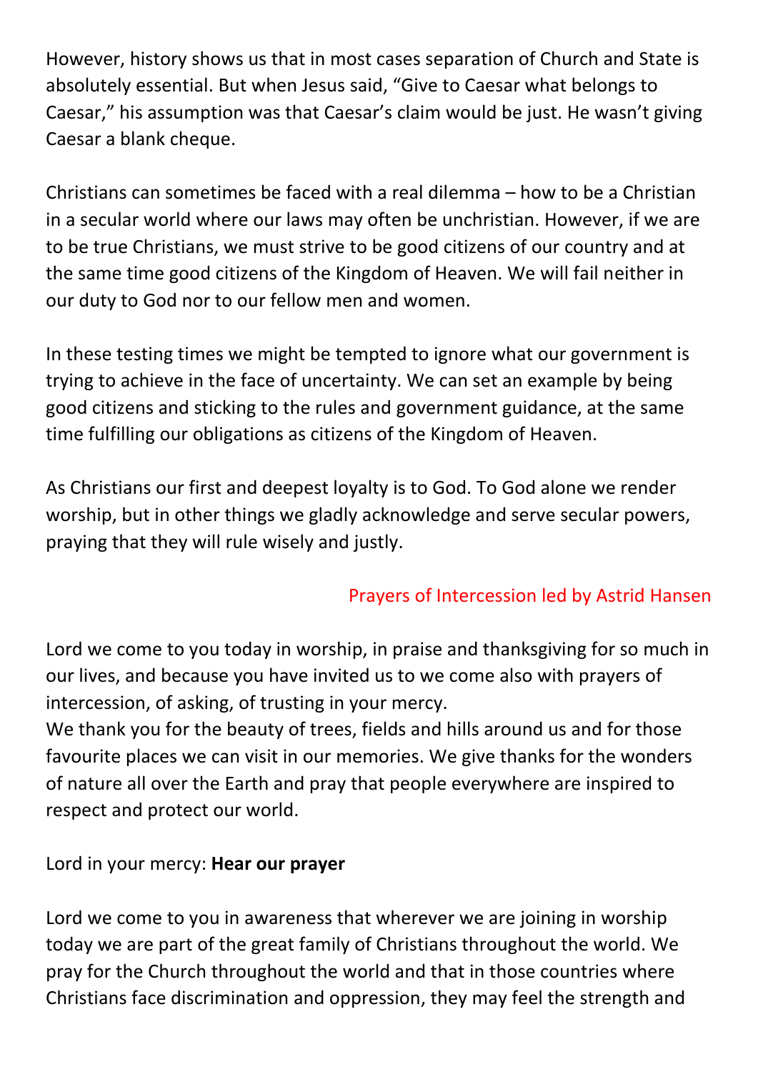However, history shows us that in most cases separation of Church and State is absolutely essential. But when Jesus said, "Give to Caesar what belongs to Caesar," his assumption was that Caesar's claim would be just. He wasn't giving Caesar a blank cheque.

Christians can sometimes be faced with a real dilemma – how to be a Christian in a secular world where our laws may often be unchristian. However, if we are to be true Christians, we must strive to be good citizens of our country and at the same time good citizens of the Kingdom of Heaven. We will fail neither in our duty to God nor to our fellow men and women.

In these testing times we might be tempted to ignore what our government is trying to achieve in the face of uncertainty. We can set an example by being good citizens and sticking to the rules and government guidance, at the same time fulfilling our obligations as citizens of the Kingdom of Heaven.

As Christians our first and deepest loyalty is to God. To God alone we render worship, but in other things we gladly acknowledge and serve secular powers, praying that they will rule wisely and justly.

Prayers of Intercession led by Astrid Hansen

Lord we come to you today in worship, in praise and thanksgiving for so much in our lives, and because you have invited us to we come also with prayers of intercession, of asking, of trusting in your mercy.
We thank you for the beauty of trees, fields and hills around us and for those favourite places we can visit in our memories. We give thanks for the wonders of nature all over the Earth and pray that people everywhere are inspired to respect and protect our world.

Lord in your mercy: **Hear our prayer**

Lord we come to you in awareness that wherever we are joining in worship today we are part of the great family of Christians throughout the world. We pray for the Church throughout the world and that in those countries where Christians face discrimination and oppression, they may feel the strength and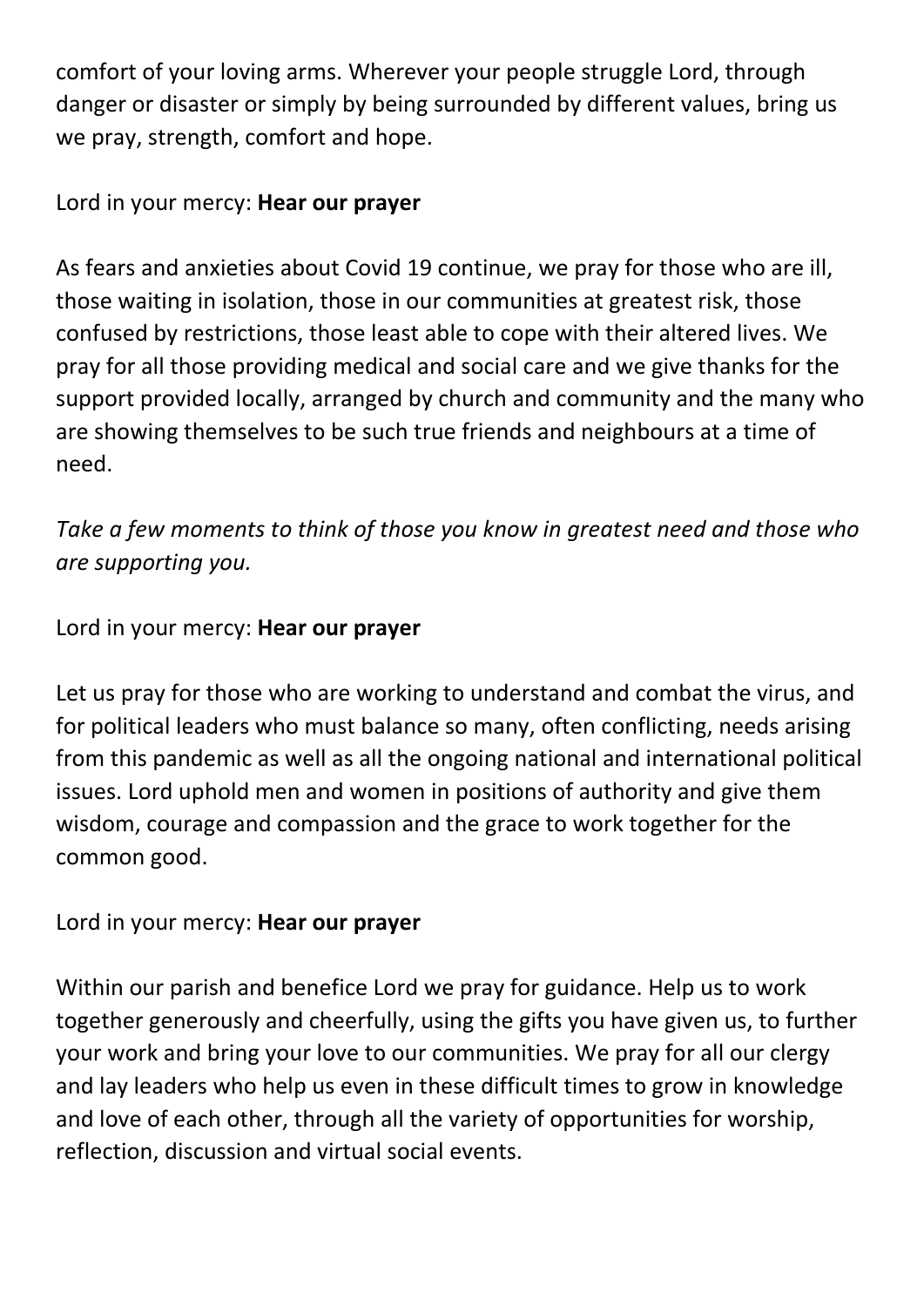comfort of your loving arms. Wherever your people struggle Lord, through danger or disaster or simply by being surrounded by different values, bring us we pray, strength, comfort and hope.

Lord in your mercy: **Hear our prayer**

As fears and anxieties about Covid 19 continue, we pray for those who are ill, those waiting in isolation, those in our communities at greatest risk, those confused by restrictions, those least able to cope with their altered lives. We pray for all those providing medical and social care and we give thanks for the support provided locally, arranged by church and community and the many who are showing themselves to be such true friends and neighbours at a time of need.

*Take a few moments to think of those you know in greatest need and those who are supporting you.*

Lord in your mercy: **Hear our prayer**

Let us pray for those who are working to understand and combat the virus, and for political leaders who must balance so many, often conflicting, needs arising from this pandemic as well as all the ongoing national and international political issues. Lord uphold men and women in positions of authority and give them wisdom, courage and compassion and the grace to work together for the common good.

Lord in your mercy: **Hear our prayer**

Within our parish and benefice Lord we pray for guidance. Help us to work together generously and cheerfully, using the gifts you have given us, to further your work and bring your love to our communities. We pray for all our clergy and lay leaders who help us even in these difficult times to grow in knowledge and love of each other, through all the variety of opportunities for worship, reflection, discussion and virtual social events.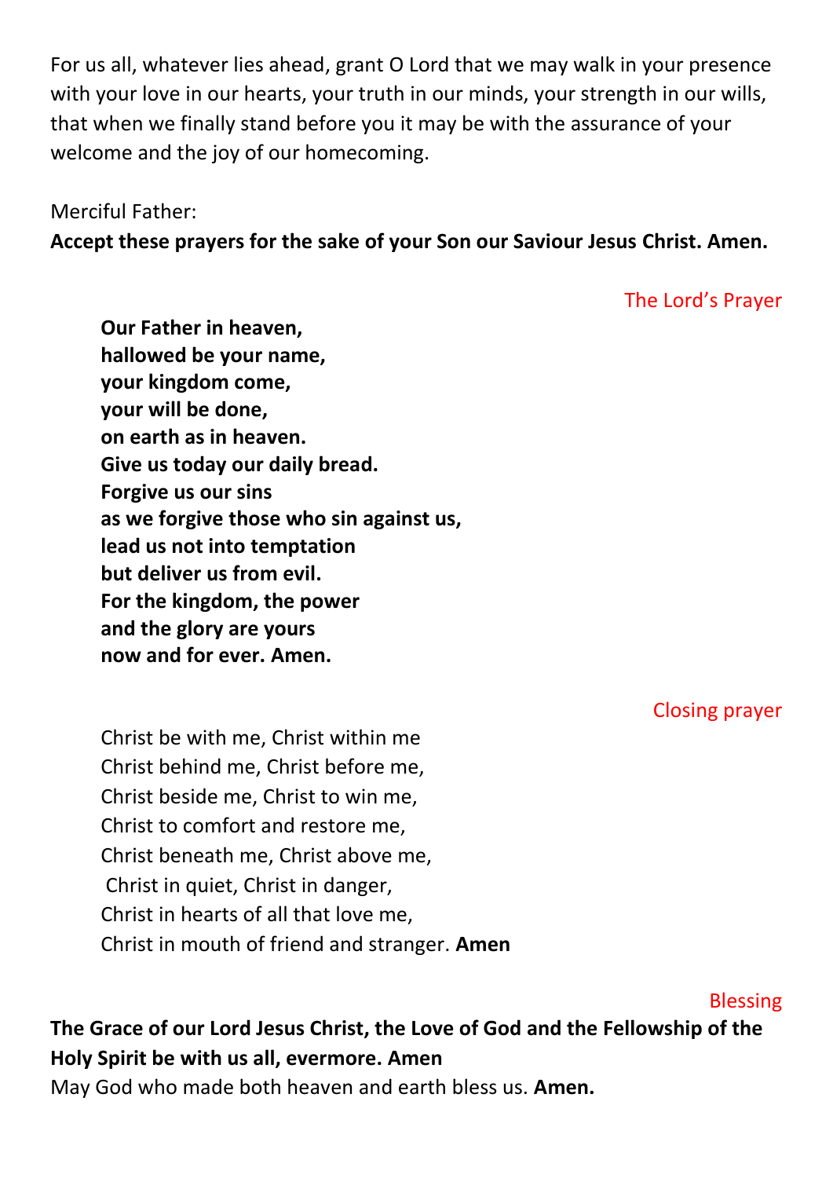For us all, whatever lies ahead, grant O Lord that we may walk in your presence with your love in our hearts, your truth in our minds, your strength in our wills, that when we finally stand before you it may be with the assurance of your welcome and the joy of our homecoming.

Merciful Father:
**Accept these prayers for the sake of your Son our Saviour Jesus Christ. Amen.**

### The Lord's Prayer

**Our Father in heaven,**
**hallowed be your name,**
**your kingdom come,**
**your will be done,**
**on earth as in heaven.**
**Give us today our daily bread.**
**Forgive us our sins**
**as we forgive those who sin against us,**
**lead us not into temptation**
**but deliver us from evil.**
**For the kingdom, the power**
**and the glory are yours**
**now and for ever. Amen.**

### Closing prayer

Christ be with me, Christ within me
Christ behind me, Christ before me,
Christ beside me, Christ to win me,
Christ to comfort and restore me,
Christ beneath me, Christ above me,
Christ in quiet, Christ in danger,
Christ in hearts of all that love me,
Christ in mouth of friend and stranger. **Amen**

### Blessing

**The Grace of our Lord Jesus Christ, the Love of God and the Fellowship of the Holy Spirit be with us all, evermore. Amen**
May God who made both heaven and earth bless us. **Amen.**